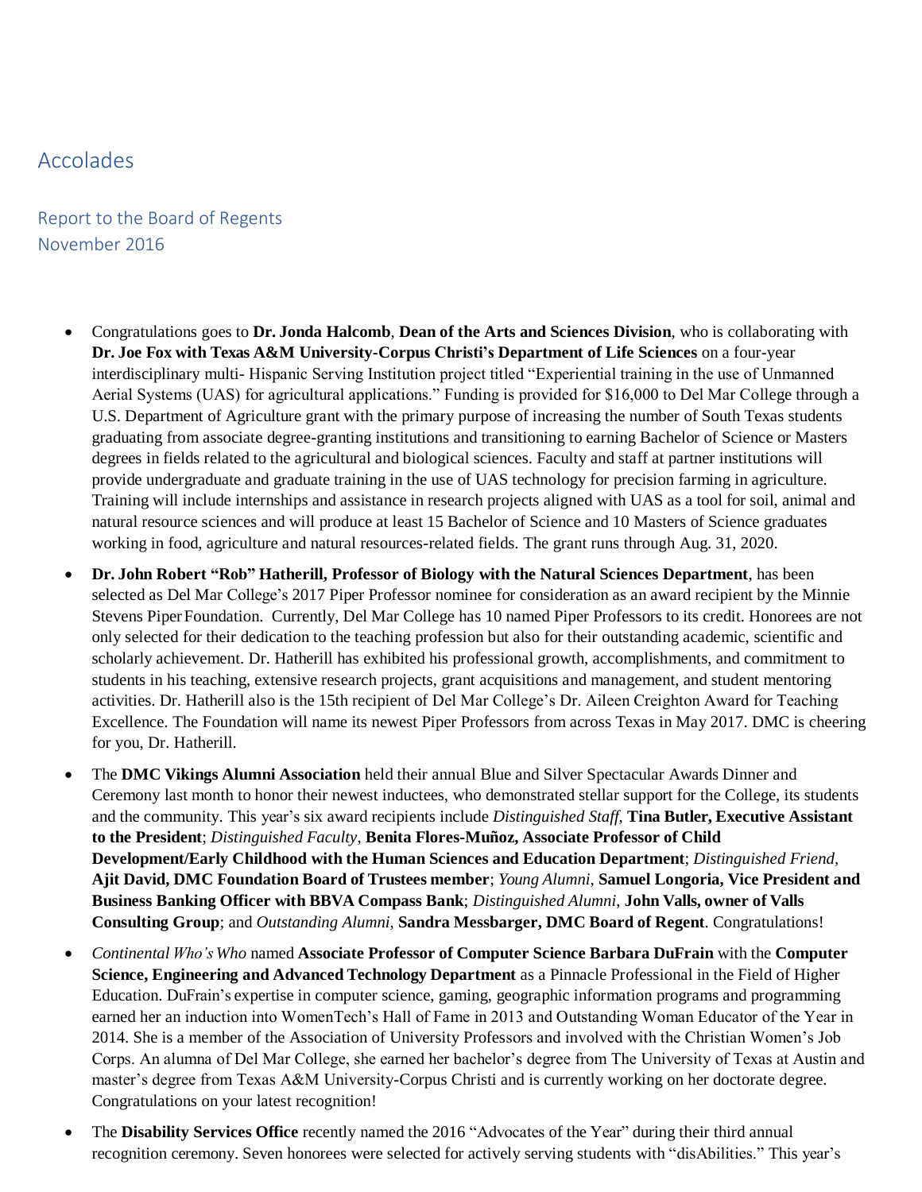# Accolades

## Report to the Board of Regents
## November 2016

- Congratulations goes to **Dr. Jonda Halcomb**, **Dean of the Arts and Sciences Division**, who is collaborating with **Dr. Joe Fox with Texas A&M University-Corpus Christi's Department of Life Sciences** on a four-year interdisciplinary multi- Hispanic Serving Institution project titled "Experiential training in the use of Unmanned Aerial Systems (UAS) for agricultural applications." Funding is provided for $16,000 to Del Mar College through a U.S. Department of Agriculture grant with the primary purpose of increasing the number of South Texas students graduating from associate degree-granting institutions and transitioning to earning Bachelor of Science or Masters degrees in fields related to the agricultural and biological sciences. Faculty and staff at partner institutions will provide undergraduate and graduate training in the use of UAS technology for precision farming in agriculture. Training will include internships and assistance in research projects aligned with UAS as a tool for soil, animal and natural resource sciences and will produce at least 15 Bachelor of Science and 10 Masters of Science graduates working in food, agriculture and natural resources-related fields. The grant runs through Aug. 31, 2020.
- **Dr. John Robert "Rob" Hatherill, Professor of Biology with the Natural Sciences Department**, has been selected as Del Mar College's 2017 Piper Professor nominee for consideration as an award recipient by the Minnie Stevens Piper Foundation. Currently, Del Mar College has 10 named Piper Professors to its credit. Honorees are not only selected for their dedication to the teaching profession but also for their outstanding academic, scientific and scholarly achievement. Dr. Hatherill has exhibited his professional growth, accomplishments, and commitment to students in his teaching, extensive research projects, grant acquisitions and management, and student mentoring activities. Dr. Hatherill also is the 15th recipient of Del Mar College's Dr. Aileen Creighton Award for Teaching Excellence. The Foundation will name its newest Piper Professors from across Texas in May 2017. DMC is cheering for you, Dr. Hatherill.
- The **DMC Vikings Alumni Association** held their annual Blue and Silver Spectacular Awards Dinner and Ceremony last month to honor their newest inductees, who demonstrated stellar support for the College, its students and the community. This year's six award recipients include *Distinguished Staff*, **Tina Butler, Executive Assistant to the President**; *Distinguished Faculty*, **Benita Flores-Muñoz, Associate Professor of Child Development/Early Childhood with the Human Sciences and Education Department**; *Distinguished Friend*, **Ajit David, DMC Foundation Board of Trustees member**; *Young Alumni*, **Samuel Longoria, Vice President and Business Banking Officer with BBVA Compass Bank**; *Distinguished Alumni*, **John Valls, owner of Valls Consulting Group**; and *Outstanding Alumni*, **Sandra Messbarger, DMC Board of Regent**. Congratulations!
- *Continental Who's Who* named **Associate Professor of Computer Science Barbara DuFrain** with the **Computer Science, Engineering and Advanced Technology Department** as a Pinnacle Professional in the Field of Higher Education. DuFrain's expertise in computer science, gaming, geographic information programs and programming earned her an induction into WomenTech's Hall of Fame in 2013 and Outstanding Woman Educator of the Year in 2014. She is a member of the Association of University Professors and involved with the Christian Women's Job Corps. An alumna of Del Mar College, she earned her bachelor's degree from The University of Texas at Austin and master's degree from Texas A&M University-Corpus Christi and is currently working on her doctorate degree. Congratulations on your latest recognition!
- The **Disability Services Office** recently named the 2016 "Advocates of the Year" during their third annual recognition ceremony. Seven honorees were selected for actively serving students with "disAbilities." This year's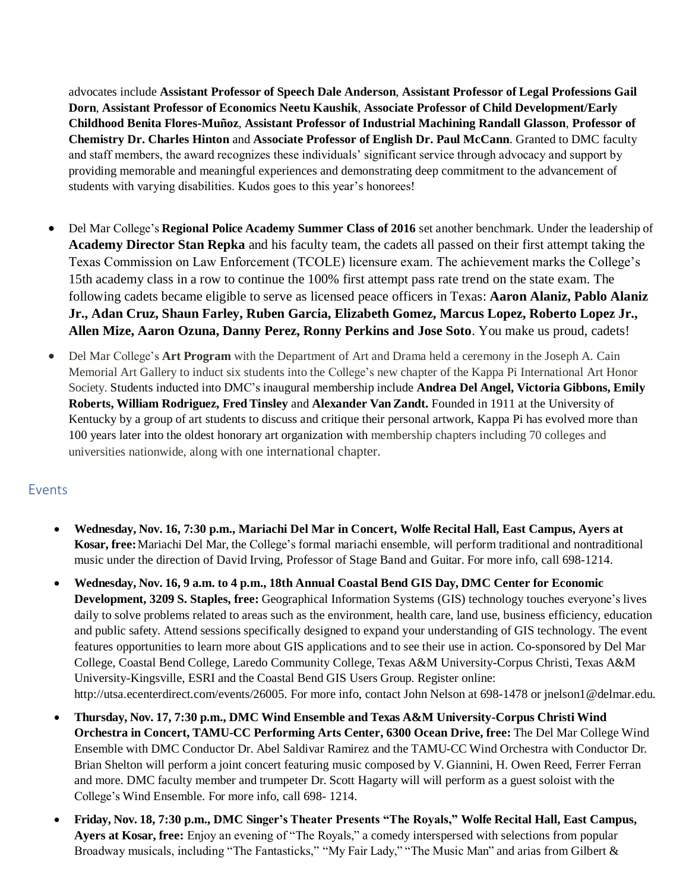advocates include **Assistant Professor of Speech Dale Anderson**, **Assistant Professor of Legal Professions Gail Dorn**, **Assistant Professor of Economics Neetu Kaushik**, **Associate Professor of Child Development/Early Childhood Benita Flores-Muñoz**, **Assistant Professor of Industrial Machining Randall Glasson**, **Professor of Chemistry Dr. Charles Hinton** and **Associate Professor of English Dr. Paul McCann**. Granted to DMC faculty and staff members, the award recognizes these individuals' significant service through advocacy and support by providing memorable and meaningful experiences and demonstrating deep commitment to the advancement of students with varying disabilities. Kudos goes to this year's honorees!

- Del Mar College's **Regional Police Academy Summer Class of 2016** set another benchmark. Under the leadership of **Academy Director Stan Repka** and his faculty team, the cadets all passed on their first attempt taking the Texas Commission on Law Enforcement (TCOLE) licensure exam. The achievement marks the College's 15th academy class in a row to continue the 100% first attempt pass rate trend on the state exam. The following cadets became eligible to serve as licensed peace officers in Texas: **Aaron Alaniz, Pablo Alaniz Jr., Adan Cruz, Shaun Farley, Ruben Garcia, Elizabeth Gomez, Marcus Lopez, Roberto Lopez Jr., Allen Mize, Aaron Ozuna, Danny Perez, Ronny Perkins and Jose Soto**. You make us proud, cadets!
- Del Mar College's **Art Program** with the Department of Art and Drama held a ceremony in the Joseph A. Cain Memorial Art Gallery to induct six students into the College's new chapter of the Kappa Pi International Art Honor Society. Students inducted into DMC's inaugural membership include **Andrea Del Angel, Victoria Gibbons, Emily Roberts, William Rodriguez, Fred Tinsley** and **Alexander Van Zandt.** Founded in 1911 at the University of Kentucky by a group of art students to discuss and critique their personal artwork, Kappa Pi has evolved more than 100 years later into the oldest honorary art organization with membership chapters including 70 colleges and universities nationwide, along with one international chapter.

## Events

- **Wednesday, Nov. 16, 7:30 p.m., Mariachi Del Mar in Concert, Wolfe Recital Hall, East Campus, Ayers at Kosar, free:** Mariachi Del Mar, the College's formal mariachi ensemble, will perform traditional and nontraditional music under the direction of David Irving, Professor of Stage Band and Guitar. For more info, call 698-1214.
- **Wednesday, Nov. 16, 9 a.m. to 4 p.m., 18th Annual Coastal Bend GIS Day, DMC Center for Economic Development, 3209 S. Staples, free:** Geographical Information Systems (GIS) technology touches everyone's lives daily to solve problems related to areas such as the environment, health care, land use, business efficiency, education and public safety. Attend sessions specifically designed to expand your understanding of GIS technology. The event features opportunities to learn more about GIS applications and to see their use in action. Co-sponsored by Del Mar College, Coastal Bend College, Laredo Community College, Texas A&M University-Corpus Christi, Texas A&M University-Kingsville, ESRI and the Coastal Bend GIS Users Group. Register online: http://utsa.ecenterdirect.com/events/26005. For more info, contact John Nelson at 698-1478 or jnelson1@delmar.edu.
- **Thursday, Nov. 17, 7:30 p.m., DMC Wind Ensemble and Texas A&M University-Corpus Christi Wind Orchestra in Concert, TAMU-CC Performing Arts Center, 6300 Ocean Drive, free:** The Del Mar College Wind Ensemble with DMC Conductor Dr. Abel Saldivar Ramirez and the TAMU-CC Wind Orchestra with Conductor Dr. Brian Shelton will perform a joint concert featuring music composed by V. Giannini, H. Owen Reed, Ferrer Ferran and more. DMC faculty member and trumpeter Dr. Scott Hagarty will will perform as a guest soloist with the College's Wind Ensemble. For more info, call 698- 1214.
- **Friday, Nov. 18, 7:30 p.m., DMC Singer's Theater Presents "The Royals," Wolfe Recital Hall, East Campus, Ayers at Kosar, free:** Enjoy an evening of "The Royals," a comedy interspersed with selections from popular Broadway musicals, including "The Fantasticks," "My Fair Lady," "The Music Man" and arias from Gilbert &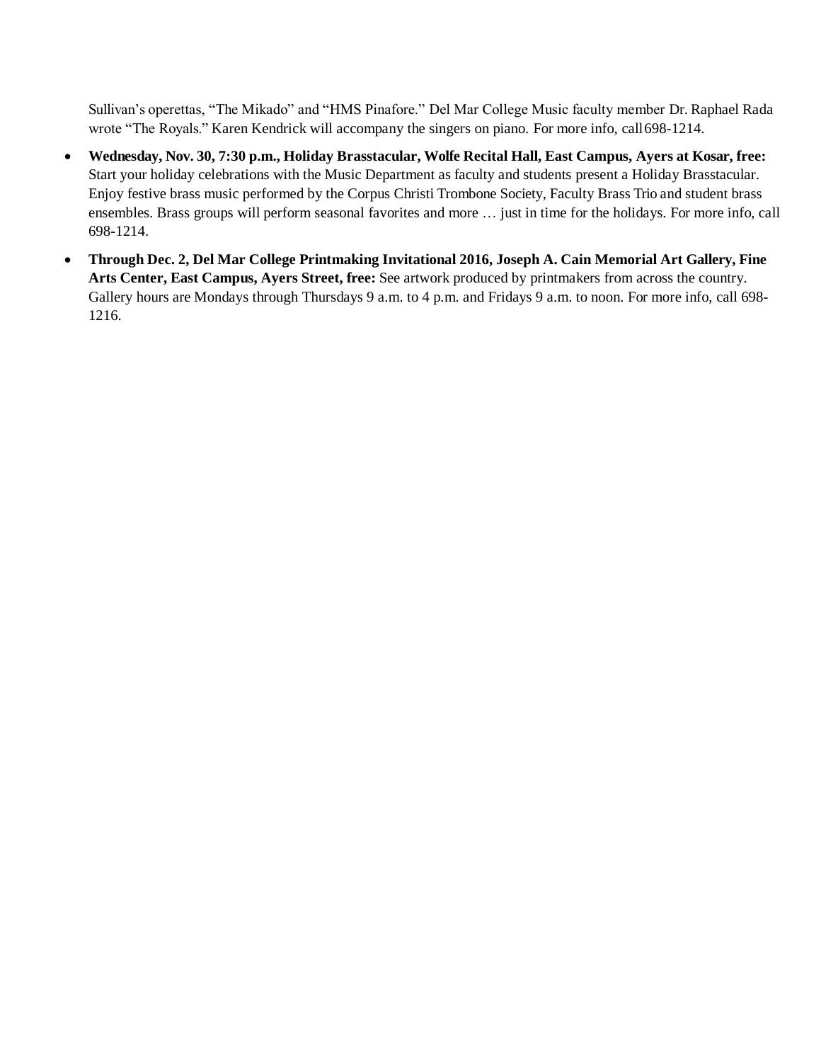Sullivan's operettas, "The Mikado" and "HMS Pinafore." Del Mar College Music faculty member Dr. Raphael Rada wrote "The Royals." Karen Kendrick will accompany the singers on piano. For more info, call698-1214.

- **Wednesday, Nov. 30, 7:30 p.m., Holiday Brasstacular, Wolfe Recital Hall, East Campus, Ayers at Kosar, free:** Start your holiday celebrations with the Music Department as faculty and students present a Holiday Brasstacular. Enjoy festive brass music performed by the Corpus Christi Trombone Society, Faculty Brass Trio and student brass ensembles. Brass groups will perform seasonal favorites and more … just in time for the holidays. For more info, call 698-1214.
- **Through Dec. 2, Del Mar College Printmaking Invitational 2016, Joseph A. Cain Memorial Art Gallery, Fine Arts Center, East Campus, Ayers Street, free:** See artwork produced by printmakers from across the country. Gallery hours are Mondays through Thursdays 9 a.m. to 4 p.m. and Fridays 9 a.m. to noon. For more info, call 698-1216.